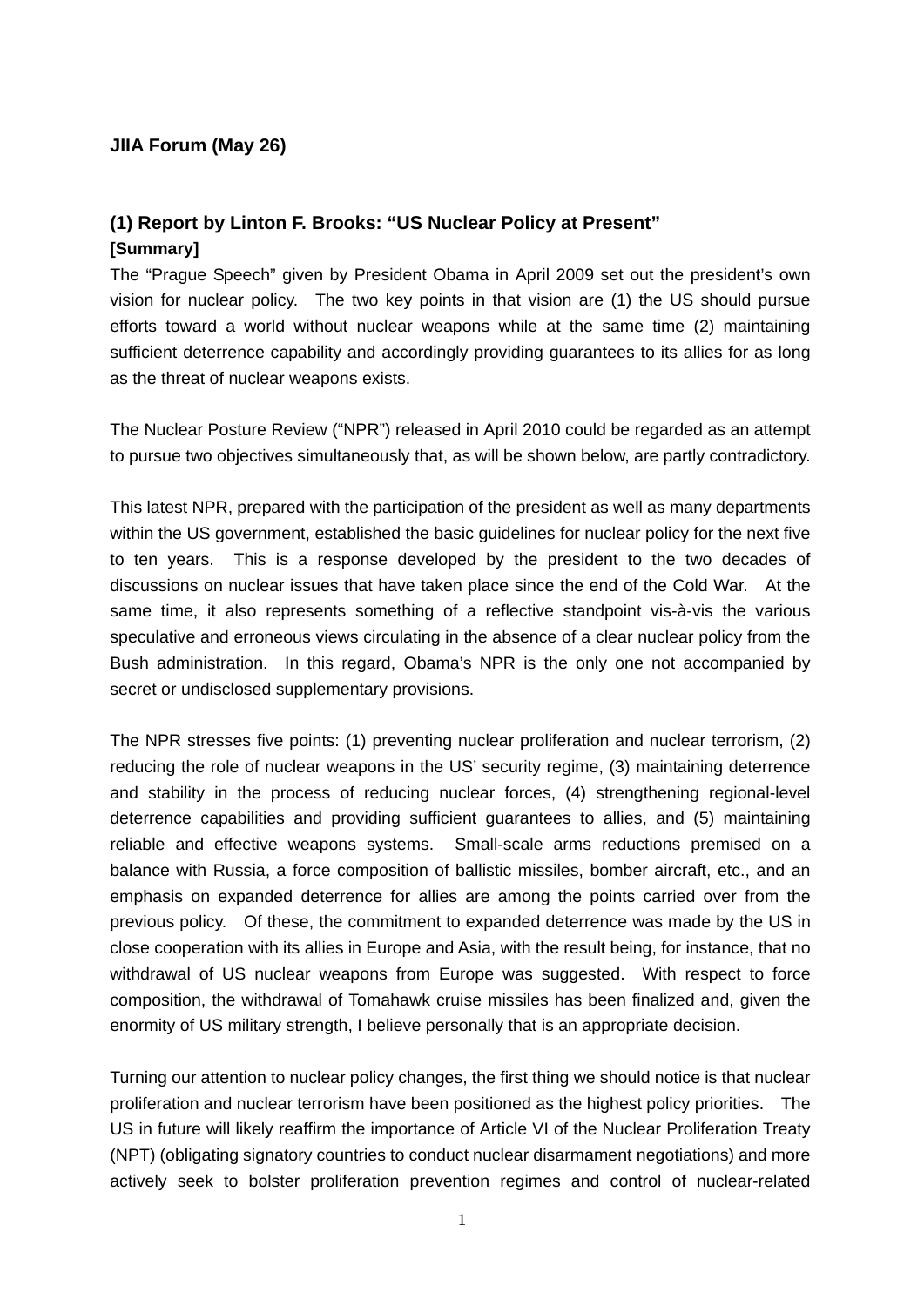**JIIA Forum (May 26)**

## (1) Report by Linton F. Brooks: "US Nuclear Policy at Present"

**[Summary]**

The "Prague Speech" given by President Obama in April 2009 set out the president's own vision for nuclear policy. The two key points in that vision are (1) the US should pursue efforts toward a world without nuclear weapons while at the same time (2) maintaining sufficient deterrence capability and accordingly providing guarantees to its allies for as long as the threat of nuclear weapons exists.

The Nuclear Posture Review ("NPR") released in April 2010 could be regarded as an attempt to pursue two objectives simultaneously that, as will be shown below, are partly contradictory.

This latest NPR, prepared with the participation of the president as well as many departments within the US government, established the basic guidelines for nuclear policy for the next five to ten years. This is a response developed by the president to the two decades of discussions on nuclear issues that have taken place since the end of the Cold War. At the same time, it also represents something of a reflective standpoint vis-à-vis the various speculative and erroneous views circulating in the absence of a clear nuclear policy from the Bush administration. In this regard, Obama's NPR is the only one not accompanied by secret or undisclosed supplementary provisions.

The NPR stresses five points: (1) preventing nuclear proliferation and nuclear terrorism, (2) reducing the role of nuclear weapons in the US' security regime, (3) maintaining deterrence and stability in the process of reducing nuclear forces, (4) strengthening regional-level deterrence capabilities and providing sufficient guarantees to allies, and (5) maintaining reliable and effective weapons systems. Small-scale arms reductions premised on a balance with Russia, a force composition of ballistic missiles, bomber aircraft, etc., and an emphasis on expanded deterrence for allies are among the points carried over from the previous policy. Of these, the commitment to expanded deterrence was made by the US in close cooperation with its allies in Europe and Asia, with the result being, for instance, that no withdrawal of US nuclear weapons from Europe was suggested. With respect to force composition, the withdrawal of Tomahawk cruise missiles has been finalized and, given the enormity of US military strength, I believe personally that is an appropriate decision.

Turning our attention to nuclear policy changes, the first thing we should notice is that nuclear proliferation and nuclear terrorism have been positioned as the highest policy priorities. The US in future will likely reaffirm the importance of Article VI of the Nuclear Proliferation Treaty (NPT) (obligating signatory countries to conduct nuclear disarmament negotiations) and more actively seek to bolster proliferation prevention regimes and control of nuclear-related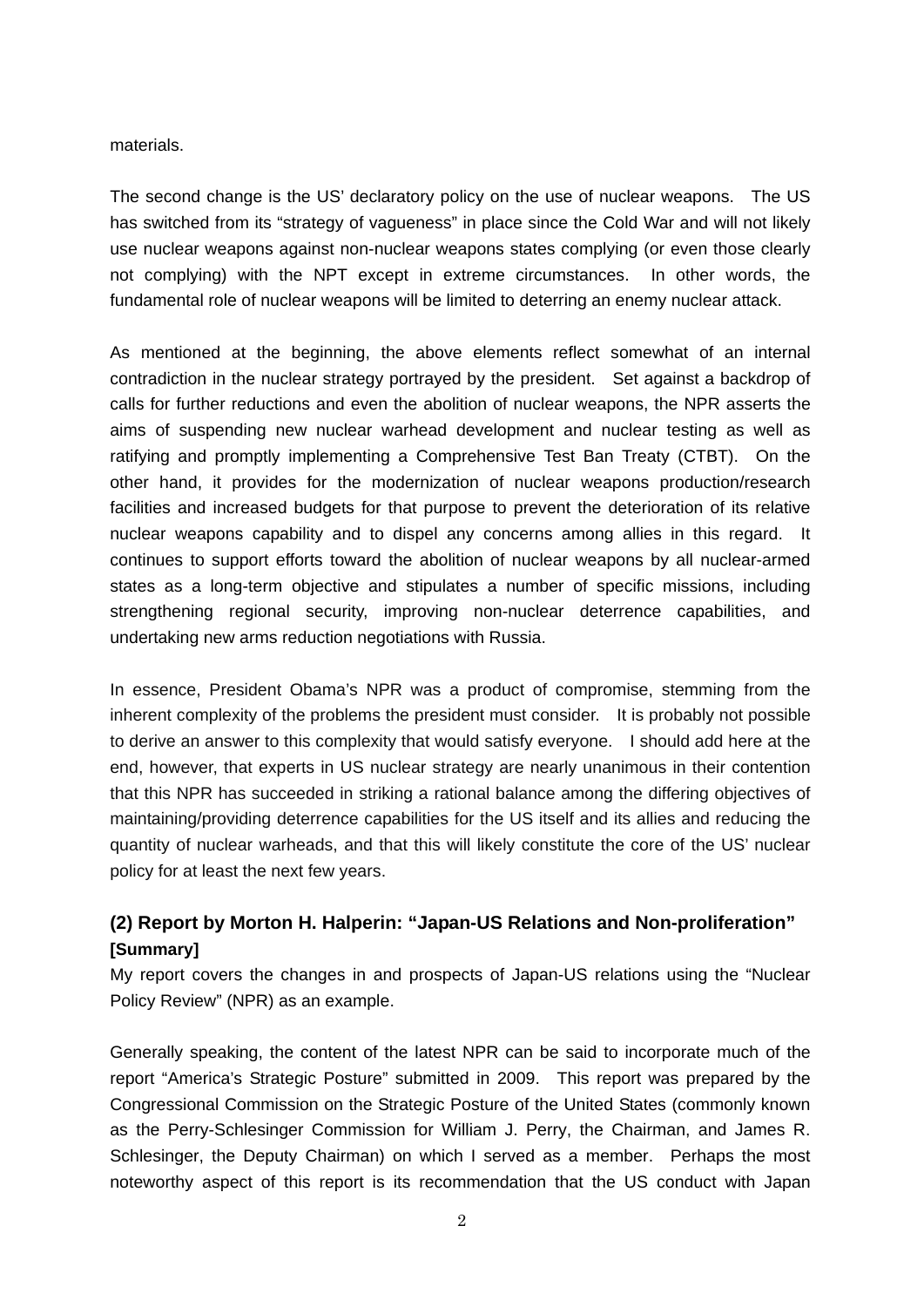materials.

The second change is the US' declaratory policy on the use of nuclear weapons. The US has switched from its "strategy of vagueness" in place since the Cold War and will not likely use nuclear weapons against non-nuclear weapons states complying (or even those clearly not complying) with the NPT except in extreme circumstances. In other words, the fundamental role of nuclear weapons will be limited to deterring an enemy nuclear attack.

As mentioned at the beginning, the above elements reflect somewhat of an internal contradiction in the nuclear strategy portrayed by the president. Set against a backdrop of calls for further reductions and even the abolition of nuclear weapons, the NPR asserts the aims of suspending new nuclear warhead development and nuclear testing as well as ratifying and promptly implementing a Comprehensive Test Ban Treaty (CTBT). On the other hand, it provides for the modernization of nuclear weapons production/research facilities and increased budgets for that purpose to prevent the deterioration of its relative nuclear weapons capability and to dispel any concerns among allies in this regard. It continues to support efforts toward the abolition of nuclear weapons by all nuclear-armed states as a long-term objective and stipulates a number of specific missions, including strengthening regional security, improving non-nuclear deterrence capabilities, and undertaking new arms reduction negotiations with Russia.

In essence, President Obama's NPR was a product of compromise, stemming from the inherent complexity of the problems the president must consider. It is probably not possible to derive an answer to this complexity that would satisfy everyone. I should add here at the end, however, that experts in US nuclear strategy are nearly unanimous in their contention that this NPR has succeeded in striking a rational balance among the differing objectives of maintaining/providing deterrence capabilities for the US itself and its allies and reducing the quantity of nuclear warheads, and that this will likely constitute the core of the US' nuclear policy for at least the next few years.

### (2) Report by Morton H. Halperin: "Japan-US Relations and Non-proliferation"

**[Summary]**

My report covers the changes in and prospects of Japan-US relations using the "Nuclear Policy Review" (NPR) as an example.

Generally speaking, the content of the latest NPR can be said to incorporate much of the report "America's Strategic Posture" submitted in 2009. This report was prepared by the Congressional Commission on the Strategic Posture of the United States (commonly known as the Perry-Schlesinger Commission for William J. Perry, the Chairman, and James R. Schlesinger, the Deputy Chairman) on which I served as a member. Perhaps the most noteworthy aspect of this report is its recommendation that the US conduct with Japan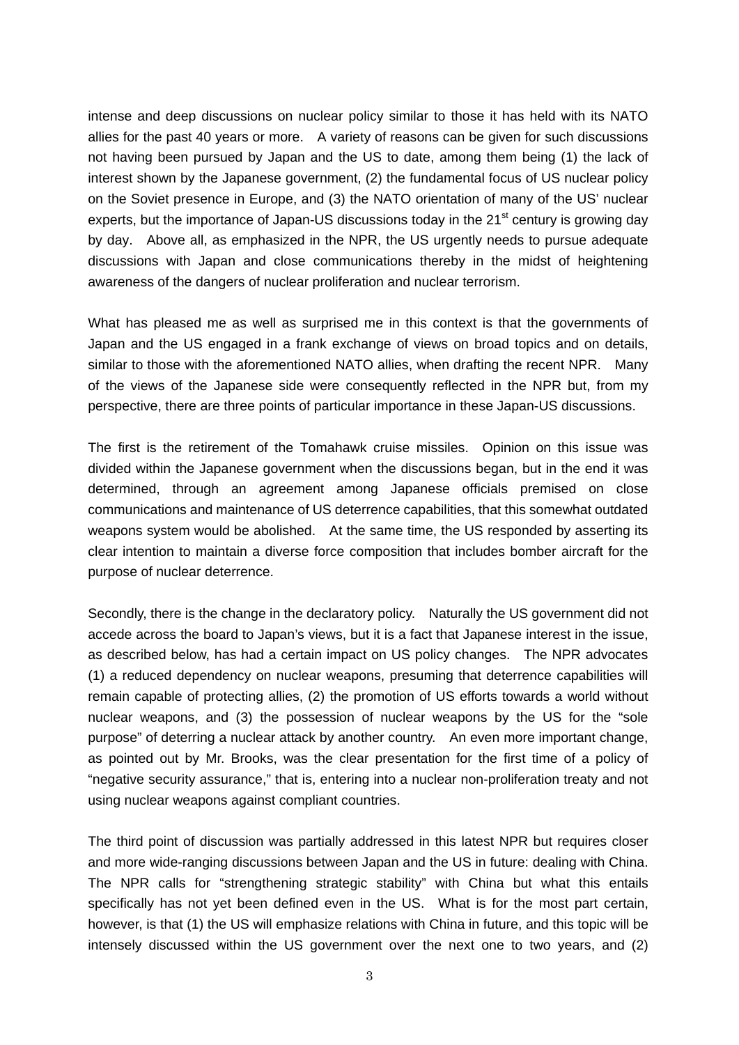intense and deep discussions on nuclear policy similar to those it has held with its NATO allies for the past 40 years or more. A variety of reasons can be given for such discussions not having been pursued by Japan and the US to date, among them being (1) the lack of interest shown by the Japanese government, (2) the fundamental focus of US nuclear policy on the Soviet presence in Europe, and (3) the NATO orientation of many of the US' nuclear experts, but the importance of Japan-US discussions today in the 21st century is growing day by day. Above all, as emphasized in the NPR, the US urgently needs to pursue adequate discussions with Japan and close communications thereby in the midst of heightening awareness of the dangers of nuclear proliferation and nuclear terrorism.

What has pleased me as well as surprised me in this context is that the governments of Japan and the US engaged in a frank exchange of views on broad topics and on details, similar to those with the aforementioned NATO allies, when drafting the recent NPR. Many of the views of the Japanese side were consequently reflected in the NPR but, from my perspective, there are three points of particular importance in these Japan-US discussions.

The first is the retirement of the Tomahawk cruise missiles. Opinion on this issue was divided within the Japanese government when the discussions began, but in the end it was determined, through an agreement among Japanese officials premised on close communications and maintenance of US deterrence capabilities, that this somewhat outdated weapons system would be abolished. At the same time, the US responded by asserting its clear intention to maintain a diverse force composition that includes bomber aircraft for the purpose of nuclear deterrence.

Secondly, there is the change in the declaratory policy. Naturally the US government did not accede across the board to Japan's views, but it is a fact that Japanese interest in the issue, as described below, has had a certain impact on US policy changes. The NPR advocates (1) a reduced dependency on nuclear weapons, presuming that deterrence capabilities will remain capable of protecting allies, (2) the promotion of US efforts towards a world without nuclear weapons, and (3) the possession of nuclear weapons by the US for the "sole purpose" of deterring a nuclear attack by another country. An even more important change, as pointed out by Mr. Brooks, was the clear presentation for the first time of a policy of "negative security assurance," that is, entering into a nuclear non-proliferation treaty and not using nuclear weapons against compliant countries.

The third point of discussion was partially addressed in this latest NPR but requires closer and more wide-ranging discussions between Japan and the US in future: dealing with China. The NPR calls for "strengthening strategic stability" with China but what this entails specifically has not yet been defined even in the US. What is for the most part certain, however, is that (1) the US will emphasize relations with China in future, and this topic will be intensely discussed within the US government over the next one to two years, and (2)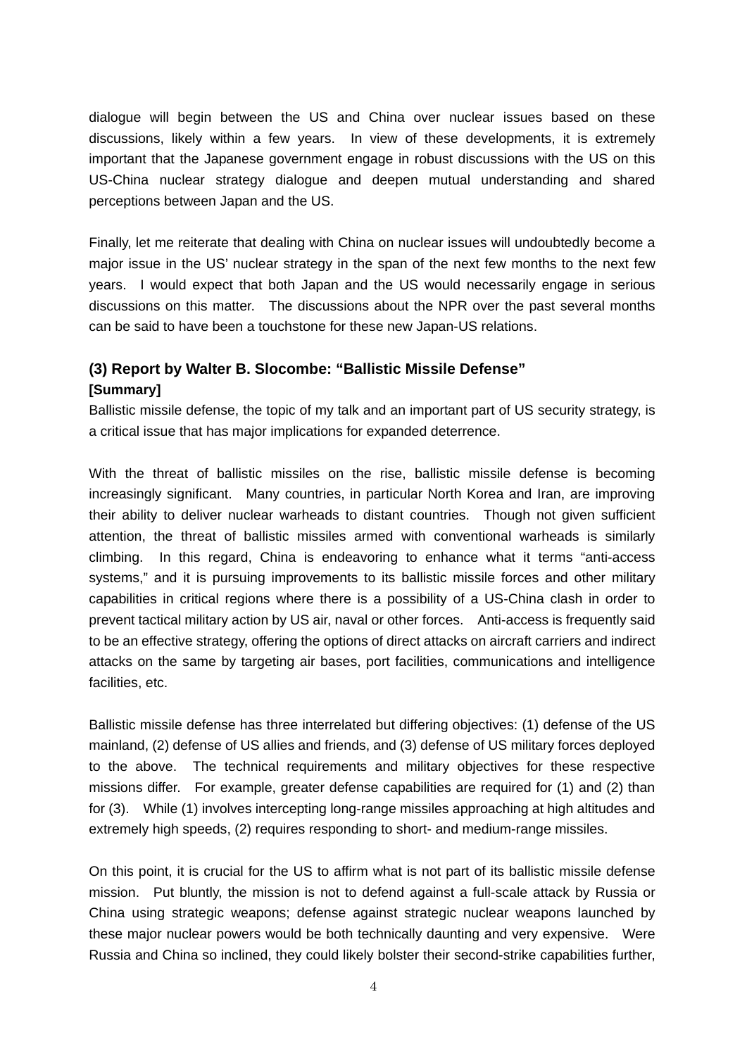dialogue will begin between the US and China over nuclear issues based on these discussions, likely within a few years. In view of these developments, it is extremely important that the Japanese government engage in robust discussions with the US on this US-China nuclear strategy dialogue and deepen mutual understanding and shared perceptions between Japan and the US.

Finally, let me reiterate that dealing with China on nuclear issues will undoubtedly become a major issue in the US' nuclear strategy in the span of the next few months to the next few years. I would expect that both Japan and the US would necessarily engage in serious discussions on this matter. The discussions about the NPR over the past several months can be said to have been a touchstone for these new Japan-US relations.

### (3) Report by Walter B. Slocombe: "Ballistic Missile Defense"

**[Summary]**

Ballistic missile defense, the topic of my talk and an important part of US security strategy, is a critical issue that has major implications for expanded deterrence.

With the threat of ballistic missiles on the rise, ballistic missile defense is becoming increasingly significant. Many countries, in particular North Korea and Iran, are improving their ability to deliver nuclear warheads to distant countries. Though not given sufficient attention, the threat of ballistic missiles armed with conventional warheads is similarly climbing. In this regard, China is endeavoring to enhance what it terms "anti-access systems," and it is pursuing improvements to its ballistic missile forces and other military capabilities in critical regions where there is a possibility of a US-China clash in order to prevent tactical military action by US air, naval or other forces. Anti-access is frequently said to be an effective strategy, offering the options of direct attacks on aircraft carriers and indirect attacks on the same by targeting air bases, port facilities, communications and intelligence facilities, etc.

Ballistic missile defense has three interrelated but differing objectives: (1) defense of the US mainland, (2) defense of US allies and friends, and (3) defense of US military forces deployed to the above. The technical requirements and military objectives for these respective missions differ. For example, greater defense capabilities are required for (1) and (2) than for (3). While (1) involves intercepting long-range missiles approaching at high altitudes and extremely high speeds, (2) requires responding to short- and medium-range missiles.

On this point, it is crucial for the US to affirm what is not part of its ballistic missile defense mission. Put bluntly, the mission is not to defend against a full-scale attack by Russia or China using strategic weapons; defense against strategic nuclear weapons launched by these major nuclear powers would be both technically daunting and very expensive. Were Russia and China so inclined, they could likely bolster their second-strike capabilities further,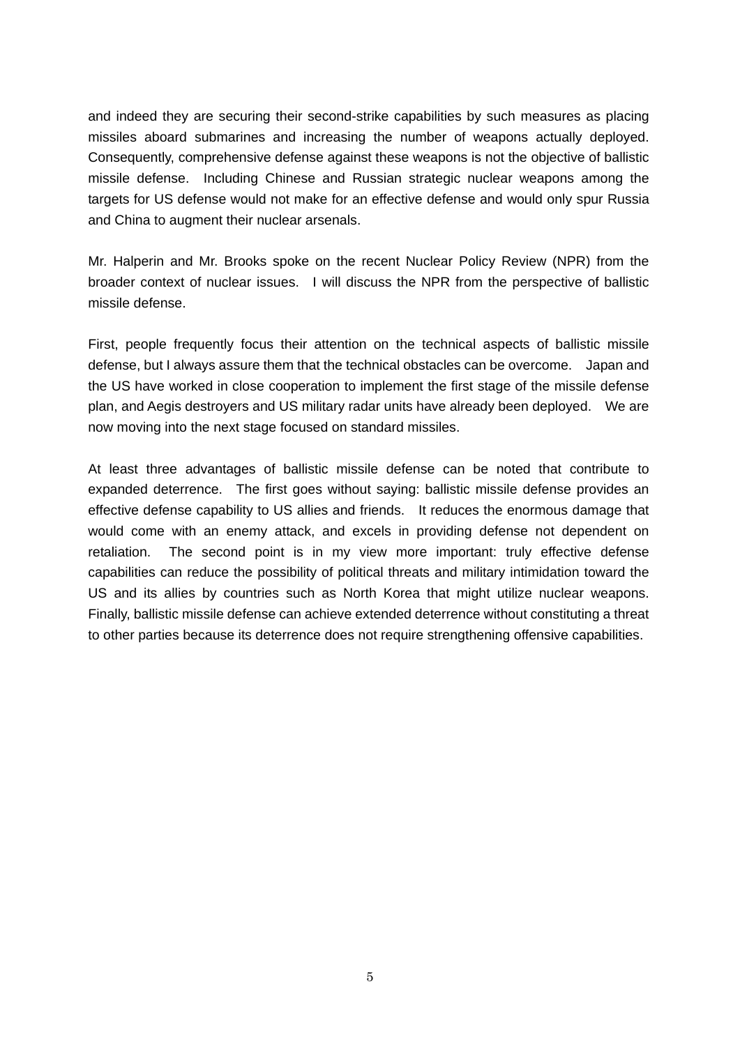and indeed they are securing their second-strike capabilities by such measures as placing missiles aboard submarines and increasing the number of weapons actually deployed. Consequently, comprehensive defense against these weapons is not the objective of ballistic missile defense. Including Chinese and Russian strategic nuclear weapons among the targets for US defense would not make for an effective defense and would only spur Russia and China to augment their nuclear arsenals.

Mr. Halperin and Mr. Brooks spoke on the recent Nuclear Policy Review (NPR) from the broader context of nuclear issues. I will discuss the NPR from the perspective of ballistic missile defense.

First, people frequently focus their attention on the technical aspects of ballistic missile defense, but I always assure them that the technical obstacles can be overcome. Japan and the US have worked in close cooperation to implement the first stage of the missile defense plan, and Aegis destroyers and US military radar units have already been deployed. We are now moving into the next stage focused on standard missiles.

At least three advantages of ballistic missile defense can be noted that contribute to expanded deterrence. The first goes without saying: ballistic missile defense provides an effective defense capability to US allies and friends. It reduces the enormous damage that would come with an enemy attack, and excels in providing defense not dependent on retaliation. The second point is in my view more important: truly effective defense capabilities can reduce the possibility of political threats and military intimidation toward the US and its allies by countries such as North Korea that might utilize nuclear weapons. Finally, ballistic missile defense can achieve extended deterrence without constituting a threat to other parties because its deterrence does not require strengthening offensive capabilities.